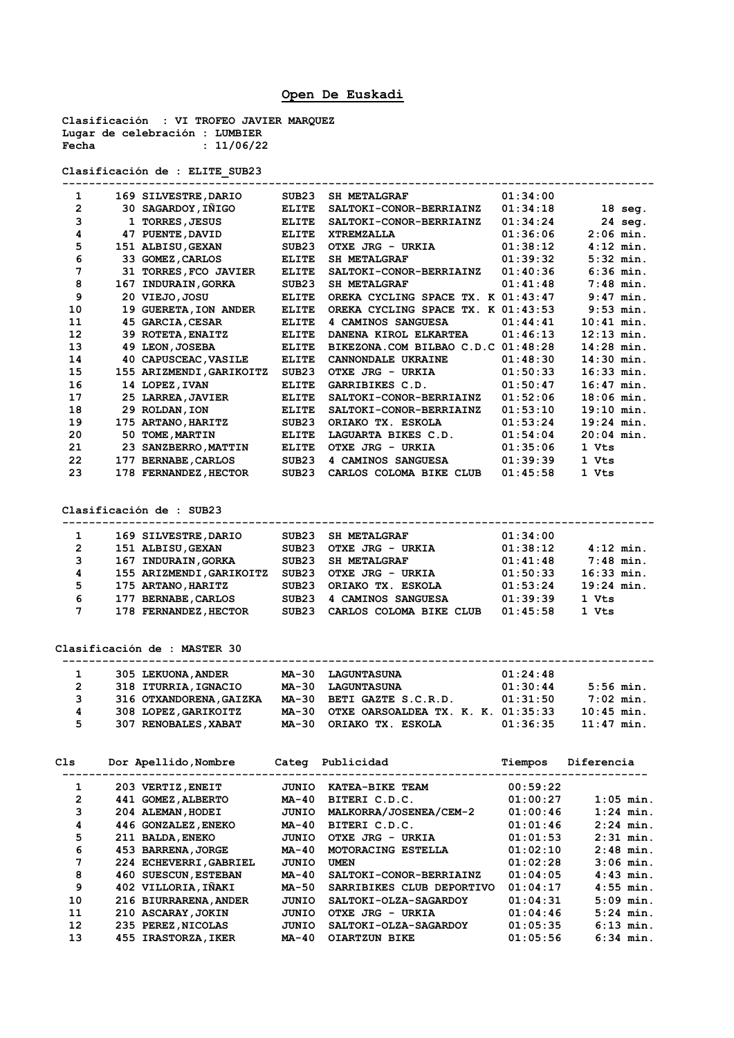# Open De Euskadi

**Clasificación : VI TROFEO JAVIER MARQUEZ**
**Lugar de celebración : LUMBIER**
**Fecha : 11/06/22**

**Clasificación de : ELITE_SUB23**

| Cls | Dor | Apellido,Nombre | Categ | Publicidad | Tiempos | Diferencia |
|---|---|---|---|---|---|---|
| 1 | 169 | SILVESTRE,DARIO | SUB23 | SH METALGRAF | 01:34:00 | |
| 2 | 30 | SAGARDOY,IÑIGO | ELITE | SALTOKI-CONOR-BERRIAINZ | 01:34:18 | 18 seg. |
| 3 | 1 | TORRES,JESUS | ELITE | SALTOKI-CONOR-BERRIAINZ | 01:34:24 | 24 seg. |
| 4 | 47 | PUENTE,DAVID | ELITE | XTREMZALLA | 01:36:06 | 2:06 min. |
| 5 | 151 | ALBISU,GEXAN | SUB23 | OTXE JRG - URKIA | 01:38:12 | 4:12 min. |
| 6 | 33 | GOMEZ,CARLOS | ELITE | SH METALGRAF | 01:39:32 | 5:32 min. |
| 7 | 31 | TORRES,FCO JAVIER | ELITE | SALTOKI-CONOR-BERRIAINZ | 01:40:36 | 6:36 min. |
| 8 | 167 | INDURAIN,GORKA | SUB23 | SH METALGRAF | 01:41:48 | 7:48 min. |
| 9 | 20 | VIEJO,JOSU | ELITE | OREKA CYCLING SPACE TX. K | 01:43:47 | 9:47 min. |
| 10 | 19 | GUERETA,ION ANDER | ELITE | OREKA CYCLING SPACE TX. K | 01:43:53 | 9:53 min. |
| 11 | 45 | GARCIA,CESAR | ELITE | 4 CAMINOS SANGUESA | 01:44:41 | 10:41 min. |
| 12 | 39 | ROTETA,ENAITZ | ELITE | DANENA KIROL ELKARTEA | 01:46:13 | 12:13 min. |
| 13 | 49 | LEON,JOSEBA | ELITE | BIKEZONA.COM BILBAO C.D.C | 01:48:28 | 14:28 min. |
| 14 | 40 | CAPUSCEAC,VASILE | ELITE | CANNONDALE UKRAINE | 01:48:30 | 14:30 min. |
| 15 | 155 | ARIZMENDI,GARIKOITZ | SUB23 | OTXE JRG - URKIA | 01:50:33 | 16:33 min. |
| 16 | 14 | LOPEZ,IVAN | ELITE | GARRIBIKES C.D. | 01:50:47 | 16:47 min. |
| 17 | 25 | LARREA,JAVIER | ELITE | SALTOKI-CONOR-BERRIAINZ | 01:52:06 | 18:06 min. |
| 18 | 29 | ROLDAN,ION | ELITE | SALTOKI-CONOR-BERRIAINZ | 01:53:10 | 19:10 min. |
| 19 | 175 | ARTANO,HARITZ | SUB23 | ORIAKO TX. ESKOLA | 01:53:24 | 19:24 min. |
| 20 | 50 | TOME,MARTIN | ELITE | LAGUARTA BIKES C.D. | 01:54:04 | 20:04 min. |
| 21 | 23 | SANZBERRO,MATTIN | ELITE | OTXE JRG - URKIA | 01:35:06 | 1 Vts |
| 22 | 177 | BERNABE,CARLOS | SUB23 | 4 CAMINOS SANGUESA | 01:39:39 | 1 Vts |
| 23 | 178 | FERNANDEZ,HECTOR | SUB23 | CARLOS COLOMA BIKE CLUB | 01:45:58 | 1 Vts |

**Clasificación de : SUB23**

| Cls | Dor | Apellido,Nombre | Categ | Publicidad | Tiempos | Diferencia |
|---|---|---|---|---|---|---|
| 1 | 169 | SILVESTRE,DARIO | SUB23 | SH METALGRAF | 01:34:00 | |
| 2 | 151 | ALBISU,GEXAN | SUB23 | OTXE JRG - URKIA | 01:38:12 | 4:12 min. |
| 3 | 167 | INDURAIN,GORKA | SUB23 | SH METALGRAF | 01:41:48 | 7:48 min. |
| 4 | 155 | ARIZMENDI,GARIKOITZ | SUB23 | OTXE JRG - URKIA | 01:50:33 | 16:33 min. |
| 5 | 175 | ARTANO,HARITZ | SUB23 | ORIAKO TX. ESKOLA | 01:53:24 | 19:24 min. |
| 6 | 177 | BERNABE,CARLOS | SUB23 | 4 CAMINOS SANGUESA | 01:39:39 | 1 Vts |
| 7 | 178 | FERNANDEZ,HECTOR | SUB23 | CARLOS COLOMA BIKE CLUB | 01:45:58 | 1 Vts |

**Clasificación de : MASTER 30**

| Cls | Dor | Apellido,Nombre | Categ | Publicidad | Tiempos | Diferencia |
|---|---|---|---|---|---|---|
| 1 | 305 | LEKUONA,ANDER | MA-30 | LAGUNTASUNA | 01:24:48 | |
| 2 | 318 | ITURRIA,IGNACIO | MA-30 | LAGUNTASUNA | 01:30:44 | 5:56 min. |
| 3 | 316 | OTXANDORENA,GAIZKA | MA-30 | BETI GAZTE S.C.R.D. | 01:31:50 | 7:02 min. |
| 4 | 308 | LOPEZ,GARIKOITZ | MA-30 | OTXE OARSOALDEA TX. K. K. | 01:35:33 | 10:45 min. |
| 5 | 307 | RENOBALES,XABAT | MA-30 | ORIAKO TX. ESKOLA | 01:36:35 | 11:47 min. |

| Cls | Dor | Apellido,Nombre | Categ | Publicidad | Tiempos | Diferencia |
|---|---|---|---|---|---|---|
| 1 | 203 | VERTIZ,ENEIT | JUNIO | KATEA-BIKE TEAM | 00:59:22 | |
| 2 | 441 | GOMEZ,ALBERTO | MA-40 | BITERI C.D.C. | 01:00:27 | 1:05 min. |
| 3 | 204 | ALEMAN,HODEI | JUNIO | MALKORRA/JOSENEA/CEM-2 | 01:00:46 | 1:24 min. |
| 4 | 446 | GONZALEZ,ENEKO | MA-40 | BITERI C.D.C. | 01:01:46 | 2:24 min. |
| 5 | 211 | BALDA,ENEKO | JUNIO | OTXE JRG - URKIA | 01:01:53 | 2:31 min. |
| 6 | 453 | BARRENA,JORGE | MA-40 | MOTORACING ESTELLA | 01:02:10 | 2:48 min. |
| 7 | 224 | ECHEVERRI,GABRIEL | JUNIO | UMEN | 01:02:28 | 3:06 min. |
| 8 | 460 | SUESCUN,ESTEBAN | MA-40 | SALTOKI-CONOR-BERRIAINZ | 01:04:05 | 4:43 min. |
| 9 | 402 | VILLORIA,IÑAKI | MA-50 | SARRIBIKES CLUB DEPORTIVO | 01:04:17 | 4:55 min. |
| 10 | 216 | BIURRARENA,ANDER | JUNIO | SALTOKI-OLZA-SAGARDOY | 01:04:31 | 5:09 min. |
| 11 | 210 | ASCARAY,JOKIN | JUNIO | OTXE JRG - URKIA | 01:04:46 | 5:24 min. |
| 12 | 235 | PEREZ,NICOLAS | JUNIO | SALTOKI-OLZA-SAGARDOY | 01:05:35 | 6:13 min. |
| 13 | 455 | IRASTORZA,IKER | MA-40 | OIARTZUN BIKE | 01:05:56 | 6:34 min. |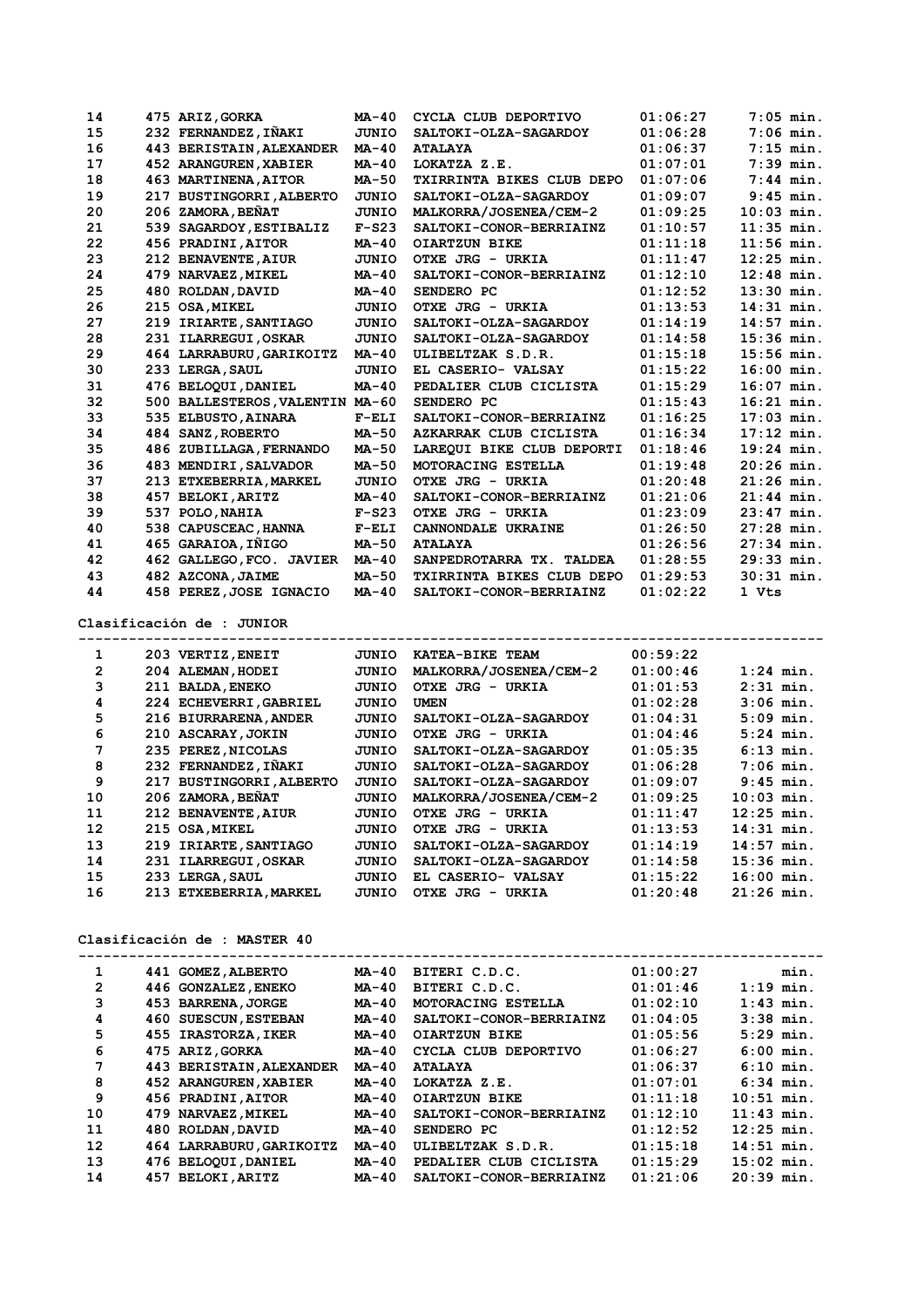| | | | | | |
|---|---|---|---|---|---|
| 14 | 475 ARIZ,GORKA | MA-40 | CYCLA CLUB DEPORTIVO | 01:06:27 | 7:05 min. |
| 15 | 232 FERNANDEZ,IÑAKI | JUNIO | SALTOKI-OLZA-SAGARDOY | 01:06:28 | 7:06 min. |
| 16 | 443 BERISTAIN,ALEXANDER | MA-40 | ATALAYA | 01:06:37 | 7:15 min. |
| 17 | 452 ARANGUREN,XABIER | MA-40 | LOKATZA Z.E. | 01:07:01 | 7:39 min. |
| 18 | 463 MARTINENA,AITOR | MA-50 | TXIRRINTA BIKES CLUB DEPO | 01:07:06 | 7:44 min. |
| 19 | 217 BUSTINGORRI,ALBERTO | JUNIO | SALTOKI-OLZA-SAGARDOY | 01:09:07 | 9:45 min. |
| 20 | 206 ZAMORA,BEÑAT | JUNIO | MALKORRA/JOSENEA/CEM-2 | 01:09:25 | 10:03 min. |
| 21 | 539 SAGARDOY,ESTIBALIZ | F-S23 | SALTOKI-CONOR-BERRIAINZ | 01:10:57 | 11:35 min. |
| 22 | 456 PRADINI,AITOR | MA-40 | OIARTZUN BIKE | 01:11:18 | 11:56 min. |
| 23 | 212 BENAVENTE,AIUR | JUNIO | OTXE JRG - URKIA | 01:11:47 | 12:25 min. |
| 24 | 479 NARVAEZ,MIKEL | MA-40 | SALTOKI-CONOR-BERRIAINZ | 01:12:10 | 12:48 min. |
| 25 | 480 ROLDAN,DAVID | MA-40 | SENDERO PC | 01:12:52 | 13:30 min. |
| 26 | 215 OSA,MIKEL | JUNIO | OTXE JRG - URKIA | 01:13:53 | 14:31 min. |
| 27 | 219 IRIARTE,SANTIAGO | JUNIO | SALTOKI-OLZA-SAGARDOY | 01:14:19 | 14:57 min. |
| 28 | 231 ILARREGUI,OSKAR | JUNIO | SALTOKI-OLZA-SAGARDOY | 01:14:58 | 15:36 min. |
| 29 | 464 LARRABURU,GARIKOITZ | MA-40 | ULIBELTZAK S.D.R. | 01:15:18 | 15:56 min. |
| 30 | 233 LERGA,SAUL | JUNIO | EL CASERIO- VALSAY | 01:15:22 | 16:00 min. |
| 31 | 476 BELOQUI,DANIEL | MA-40 | PEDALIER CLUB CICLISTA | 01:15:29 | 16:07 min. |
| 32 | 500 BALLESTEROS,VALENTIN | MA-60 | SENDERO PC | 01:15:43 | 16:21 min. |
| 33 | 535 ELBUSTO,AINARA | F-ELI | SALTOKI-CONOR-BERRIAINZ | 01:16:25 | 17:03 min. |
| 34 | 484 SANZ,ROBERTO | MA-50 | AZKARRAK CLUB CICLISTA | 01:16:34 | 17:12 min. |
| 35 | 486 ZUBILLAGA,FERNANDO | MA-50 | LAREQUI BIKE CLUB DEPORTI | 01:18:46 | 19:24 min. |
| 36 | 483 MENDIRI,SALVADOR | MA-50 | MOTORACING ESTELLA | 01:19:48 | 20:26 min. |
| 37 | 213 ETXEBERRIA,MARKEL | JUNIO | OTXE JRG - URKIA | 01:20:48 | 21:26 min. |
| 38 | 457 BELOKI,ARITZ | MA-40 | SALTOKI-CONOR-BERRIAINZ | 01:21:06 | 21:44 min. |
| 39 | 537 POLO,NAHIA | F-S23 | OTXE JRG - URKIA | 01:23:09 | 23:47 min. |
| 40 | 538 CAPUSCEAC,HANNA | F-ELI | CANNONDALE UKRAINE | 01:26:50 | 27:28 min. |
| 41 | 465 GARAIOA,IÑIGO | MA-50 | ATALAYA | 01:26:56 | 27:34 min. |
| 42 | 462 GALLEGO,FCO. JAVIER | MA-40 | SANPEDROTARRA TX. TALDEA | 01:28:55 | 29:33 min. |
| 43 | 482 AZCONA,JAIME | MA-50 | TXIRRINTA BIKES CLUB DEPO | 01:29:53 | 30:31 min. |
| 44 | 458 PEREZ,JOSE IGNACIO | MA-40 | SALTOKI-CONOR-BERRIAINZ | 01:02:22 | 1 Vts |

**Clasificación de : JUNIOR**

| | | | | | |
|---|---|---|---|---|---|
| 1 | 203 VERTIZ,ENEIT | JUNIO | KATEA-BIKE TEAM | 00:59:22 | |
| 2 | 204 ALEMAN,HODEI | JUNIO | MALKORRA/JOSENEA/CEM-2 | 01:00:46 | 1:24 min. |
| 3 | 211 BALDA,ENEKO | JUNIO | OTXE JRG - URKIA | 01:01:53 | 2:31 min. |
| 4 | 224 ECHEVERRI,GABRIEL | JUNIO | UMEN | 01:02:28 | 3:06 min. |
| 5 | 216 BIURRARENA,ANDER | JUNIO | SALTOKI-OLZA-SAGARDOY | 01:04:31 | 5:09 min. |
| 6 | 210 ASCARAY,JOKIN | JUNIO | OTXE JRG - URKIA | 01:04:46 | 5:24 min. |
| 7 | 235 PEREZ,NICOLAS | JUNIO | SALTOKI-OLZA-SAGARDOY | 01:05:35 | 6:13 min. |
| 8 | 232 FERNANDEZ,IÑAKI | JUNIO | SALTOKI-OLZA-SAGARDOY | 01:06:28 | 7:06 min. |
| 9 | 217 BUSTINGORRI,ALBERTO | JUNIO | SALTOKI-OLZA-SAGARDOY | 01:09:07 | 9:45 min. |
| 10 | 206 ZAMORA,BEÑAT | JUNIO | MALKORRA/JOSENEA/CEM-2 | 01:09:25 | 10:03 min. |
| 11 | 212 BENAVENTE,AIUR | JUNIO | OTXE JRG - URKIA | 01:11:47 | 12:25 min. |
| 12 | 215 OSA,MIKEL | JUNIO | OTXE JRG - URKIA | 01:13:53 | 14:31 min. |
| 13 | 219 IRIARTE,SANTIAGO | JUNIO | SALTOKI-OLZA-SAGARDOY | 01:14:19 | 14:57 min. |
| 14 | 231 ILARREGUI,OSKAR | JUNIO | SALTOKI-OLZA-SAGARDOY | 01:14:58 | 15:36 min. |
| 15 | 233 LERGA,SAUL | JUNIO | EL CASERIO- VALSAY | 01:15:22 | 16:00 min. |
| 16 | 213 ETXEBERRIA,MARKEL | JUNIO | OTXE JRG - URKIA | 01:20:48 | 21:26 min. |

**Clasificación de : MASTER 40**

| | | | | | |
|---|---|---|---|---|---|
| 1 | 441 GOMEZ,ALBERTO | MA-40 | BITERI C.D.C. | 01:00:27 | min. |
| 2 | 446 GONZALEZ,ENEKO | MA-40 | BITERI C.D.C. | 01:01:46 | 1:19 min. |
| 3 | 453 BARRENA,JORGE | MA-40 | MOTORACING ESTELLA | 01:02:10 | 1:43 min. |
| 4 | 460 SUESCUN,ESTEBAN | MA-40 | SALTOKI-CONOR-BERRIAINZ | 01:04:05 | 3:38 min. |
| 5 | 455 IRASTORZA,IKER | MA-40 | OIARTZUN BIKE | 01:05:56 | 5:29 min. |
| 6 | 475 ARIZ,GORKA | MA-40 | CYCLA CLUB DEPORTIVO | 01:06:27 | 6:00 min. |
| 7 | 443 BERISTAIN,ALEXANDER | MA-40 | ATALAYA | 01:06:37 | 6:10 min. |
| 8 | 452 ARANGUREN,XABIER | MA-40 | LOKATZA Z.E. | 01:07:01 | 6:34 min. |
| 9 | 456 PRADINI,AITOR | MA-40 | OIARTZUN BIKE | 01:11:18 | 10:51 min. |
| 10 | 479 NARVAEZ,MIKEL | MA-40 | SALTOKI-CONOR-BERRIAINZ | 01:12:10 | 11:43 min. |
| 11 | 480 ROLDAN,DAVID | MA-40 | SENDERO PC | 01:12:52 | 12:25 min. |
| 12 | 464 LARRABURU,GARIKOITZ | MA-40 | ULIBELTZAK S.D.R. | 01:15:18 | 14:51 min. |
| 13 | 476 BELOQUI,DANIEL | MA-40 | PEDALIER CLUB CICLISTA | 01:15:29 | 15:02 min. |
| 14 | 457 BELOKI,ARITZ | MA-40 | SALTOKI-CONOR-BERRIAINZ | 01:21:06 | 20:39 min. |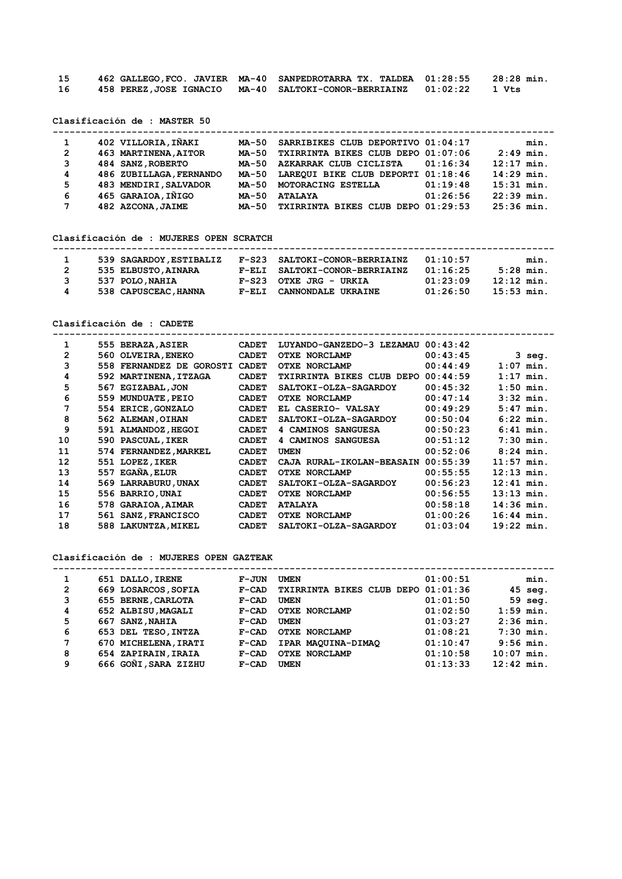| | | | | | | |
|---|---|---|---|---|---|---|
| 15 | 462 | GALLEGO,FCO. JAVIER | MA-40 | SANPEDROTARRA TX. TALDEA | 01:28:55 | 28:28 min. |
| 16 | 458 | PEREZ,JOSE IGNACIO | MA-40 | SALTOKI-CONOR-BERRIAINZ | 01:02:22 | 1 Vts |

**Clasificación de : MASTER 50**

| | | | | | | |
|---|---|---|---|---|---|---|
| 1 | 402 | VILLORIA,IÑAKI | MA-50 | SARRIBIKES CLUB DEPORTIVO | 01:04:17 | min. |
| 2 | 463 | MARTINENA,AITOR | MA-50 | TXIRRINTA BIKES CLUB DEPO | 01:07:06 | 2:49 min. |
| 3 | 484 | SANZ,ROBERTO | MA-50 | AZKARRAK CLUB CICLISTA | 01:16:34 | 12:17 min. |
| 4 | 486 | ZUBILLAGA,FERNANDO | MA-50 | LAREQUI BIKE CLUB DEPORTI | 01:18:46 | 14:29 min. |
| 5 | 483 | MENDIRI,SALVADOR | MA-50 | MOTORACING ESTELLA | 01:19:48 | 15:31 min. |
| 6 | 465 | GARAIOA,IÑIGO | MA-50 | ATALAYA | 01:26:56 | 22:39 min. |
| 7 | 482 | AZCONA,JAIME | MA-50 | TXIRRINTA BIKES CLUB DEPO | 01:29:53 | 25:36 min. |

**Clasificación de : MUJERES OPEN SCRATCH**

| | | | | | | |
|---|---|---|---|---|---|---|
| 1 | 539 | SAGARDOY,ESTIBALIZ | F-S23 | SALTOKI-CONOR-BERRIAINZ | 01:10:57 | min. |
| 2 | 535 | ELBUSTO,AINARA | F-ELI | SALTOKI-CONOR-BERRIAINZ | 01:16:25 | 5:28 min. |
| 3 | 537 | POLO,NAHIA | F-S23 | OTXE JRG - URKIA | 01:23:09 | 12:12 min. |
| 4 | 538 | CAPUSCEAC,HANNA | F-ELI | CANNONDALE UKRAINE | 01:26:50 | 15:53 min. |

**Clasificación de : CADETE**

| | | | | | | |
|---|---|---|---|---|---|---|
| 1 | 555 | BERAZA,ASIER | CADET | LUYANDO-GANZEDO-3 LEZAMAU | 00:43:42 | |
| 2 | 560 | OLVEIRA,ENEKO | CADET | OTXE NORCLAMP | 00:43:45 | 3 seg. |
| 3 | 558 | FERNANDEZ DE GOROSTI | CADET | OTXE NORCLAMP | 00:44:49 | 1:07 min. |
| 4 | 592 | MARTINENA,ITZAGA | CADET | TXIRRINTA BIKES CLUB DEPO | 00:44:59 | 1:17 min. |
| 5 | 567 | EGIZABAL,JON | CADET | SALTOKI-OLZA-SAGARDOY | 00:45:32 | 1:50 min. |
| 6 | 559 | MUNDUATE,PEIO | CADET | OTXE NORCLAMP | 00:47:14 | 3:32 min. |
| 7 | 554 | ERICE,GONZALO | CADET | EL CASERIO- VALSAY | 00:49:29 | 5:47 min. |
| 8 | 562 | ALEMAN,OIHAN | CADET | SALTOKI-OLZA-SAGARDOY | 00:50:04 | 6:22 min. |
| 9 | 591 | ALMANDOZ,HEGOI | CADET | 4 CAMINOS SANGUESA | 00:50:23 | 6:41 min. |
| 10 | 590 | PASCUAL,IKER | CADET | 4 CAMINOS SANGUESA | 00:51:12 | 7:30 min. |
| 11 | 574 | FERNANDEZ,MARKEL | CADET | UMEN | 00:52:06 | 8:24 min. |
| 12 | 551 | LOPEZ,IKER | CADET | CAJA RURAL-IKOLAN-BEASAIN | 00:55:39 | 11:57 min. |
| 13 | 557 | EGAÑA,ELUR | CADET | OTXE NORCLAMP | 00:55:55 | 12:13 min. |
| 14 | 569 | LARRABURU,UNAX | CADET | SALTOKI-OLZA-SAGARDOY | 00:56:23 | 12:41 min. |
| 15 | 556 | BARRIO,UNAI | CADET | OTXE NORCLAMP | 00:56:55 | 13:13 min. |
| 16 | 578 | GARAIOA,AIMAR | CADET | ATALAYA | 00:58:18 | 14:36 min. |
| 17 | 561 | SANZ,FRANCISCO | CADET | OTXE NORCLAMP | 01:00:26 | 16:44 min. |
| 18 | 588 | LAKUNTZA,MIKEL | CADET | SALTOKI-OLZA-SAGARDOY | 01:03:04 | 19:22 min. |

**Clasificación de : MUJERES OPEN GAZTEAK**

| | | | | | | |
|---|---|---|---|---|---|---|
| 1 | 651 | DALLO,IRENE | F-JUN | UMEN | 01:00:51 | min. |
| 2 | 669 | LOSARCOS,SOFIA | F-CAD | TXIRRINTA BIKES CLUB DEPO | 01:01:36 | 45 seg. |
| 3 | 655 | BERNE,CARLOTA | F-CAD | UMEN | 01:01:50 | 59 seg. |
| 4 | 652 | ALBISU,MAGALI | F-CAD | OTXE NORCLAMP | 01:02:50 | 1:59 min. |
| 5 | 667 | SANZ,NAHIA | F-CAD | UMEN | 01:03:27 | 2:36 min. |
| 6 | 653 | DEL TESO,INTZA | F-CAD | OTXE NORCLAMP | 01:08:21 | 7:30 min. |
| 7 | 670 | MICHELENA,IRATI | F-CAD | IPAR MAQUINA-DIMAQ | 01:10:47 | 9:56 min. |
| 8 | 654 | ZAPIRAIN,IRAIA | F-CAD | OTXE NORCLAMP | 01:10:58 | 10:07 min. |
| 9 | 666 | GOÑI,SARA ZIZHU | F-CAD | UMEN | 01:13:33 | 12:42 min. |